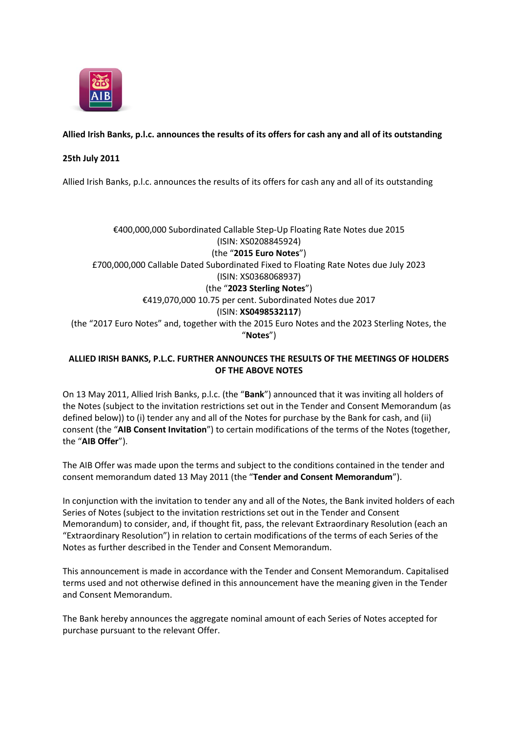**Allied Irish Banks, p.l.c. announces the results of its offers for cash any and all of its outstanding**

**25th July 2011**

Allied Irish Banks, p.l.c. announces the results of its offers for cash any and all of its outstanding

€400,000,000 Subordinated Callable Step-Up Floating Rate Notes due 2015
(ISIN: XS0208845924)
(the "**2015 Euro Notes**")
£700,000,000 Callable Dated Subordinated Fixed to Floating Rate Notes due July 2023
(ISIN: XS0368068937)
(the "**2023 Sterling Notes**")
€419,070,000 10.75 per cent. Subordinated Notes due 2017
(ISIN: **XS0498532117**)
(the "2017 Euro Notes" and, together with the 2015 Euro Notes and the 2023 Sterling Notes, the "**Notes**")

**ALLIED IRISH BANKS, P.L.C. FURTHER ANNOUNCES THE RESULTS OF THE MEETINGS OF HOLDERS OF THE ABOVE NOTES**

On 13 May 2011, Allied Irish Banks, p.l.c. (the "**Bank**") announced that it was inviting all holders of the Notes (subject to the invitation restrictions set out in the Tender and Consent Memorandum (as defined below)) to (i) tender any and all of the Notes for purchase by the Bank for cash, and (ii) consent (the "**AIB Consent Invitation**") to certain modifications of the terms of the Notes (together, the "**AIB Offer**").

The AIB Offer was made upon the terms and subject to the conditions contained in the tender and consent memorandum dated 13 May 2011 (the "**Tender and Consent Memorandum**").

In conjunction with the invitation to tender any and all of the Notes, the Bank invited holders of each Series of Notes (subject to the invitation restrictions set out in the Tender and Consent Memorandum) to consider, and, if thought fit, pass, the relevant Extraordinary Resolution (each an "Extraordinary Resolution") in relation to certain modifications of the terms of each Series of the Notes as further described in the Tender and Consent Memorandum.

This announcement is made in accordance with the Tender and Consent Memorandum. Capitalised terms used and not otherwise defined in this announcement have the meaning given in the Tender and Consent Memorandum.

The Bank hereby announces the aggregate nominal amount of each Series of Notes accepted for purchase pursuant to the relevant Offer.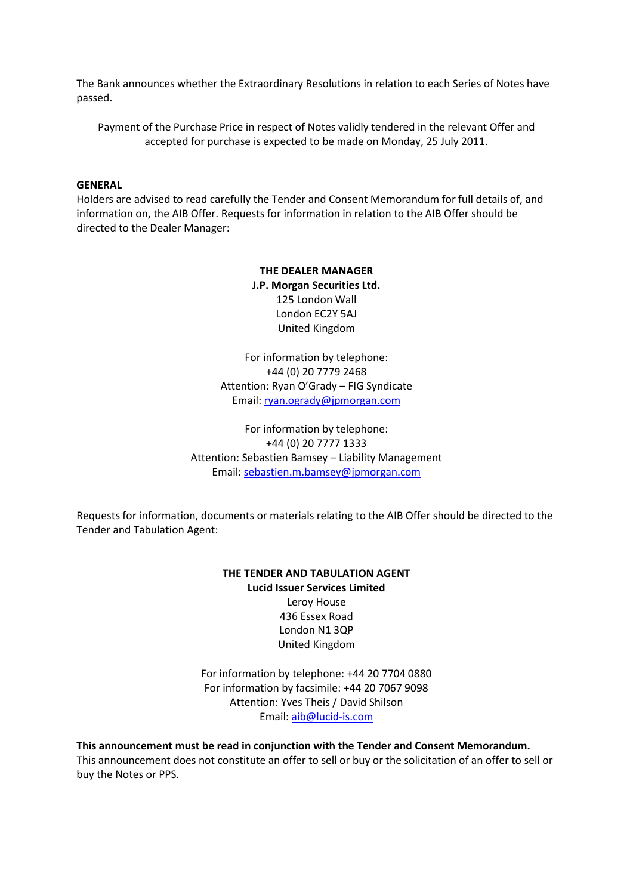The Bank announces whether the Extraordinary Resolutions in relation to each Series of Notes have passed.

Payment of the Purchase Price in respect of Notes validly tendered in the relevant Offer and accepted for purchase is expected to be made on Monday, 25 July 2011.

**GENERAL**

Holders are advised to read carefully the Tender and Consent Memorandum for full details of, and information on, the AIB Offer. Requests for information in relation to the AIB Offer should be directed to the Dealer Manager:

**THE DEALER MANAGER**
**J.P. Morgan Securities Ltd.**
125 London Wall
London EC2Y 5AJ
United Kingdom

For information by telephone:
+44 (0) 20 7779 2468
Attention: Ryan O'Grady – FIG Syndicate
Email: ryan.ogrady@jpmorgan.com

For information by telephone:
+44 (0) 20 7777 1333
Attention: Sebastien Bamsey – Liability Management
Email: sebastien.m.bamsey@jpmorgan.com

Requests for information, documents or materials relating to the AIB Offer should be directed to the Tender and Tabulation Agent:

**THE TENDER AND TABULATION AGENT**
**Lucid Issuer Services Limited**
Leroy House
436 Essex Road
London N1 3QP
United Kingdom

For information by telephone: +44 20 7704 0880
For information by facsimile: +44 20 7067 9098
Attention: Yves Theis / David Shilson
Email: aib@lucid-is.com

**This announcement must be read in conjunction with the Tender and Consent Memorandum.**
This announcement does not constitute an offer to sell or buy or the solicitation of an offer to sell or buy the Notes or PPS.